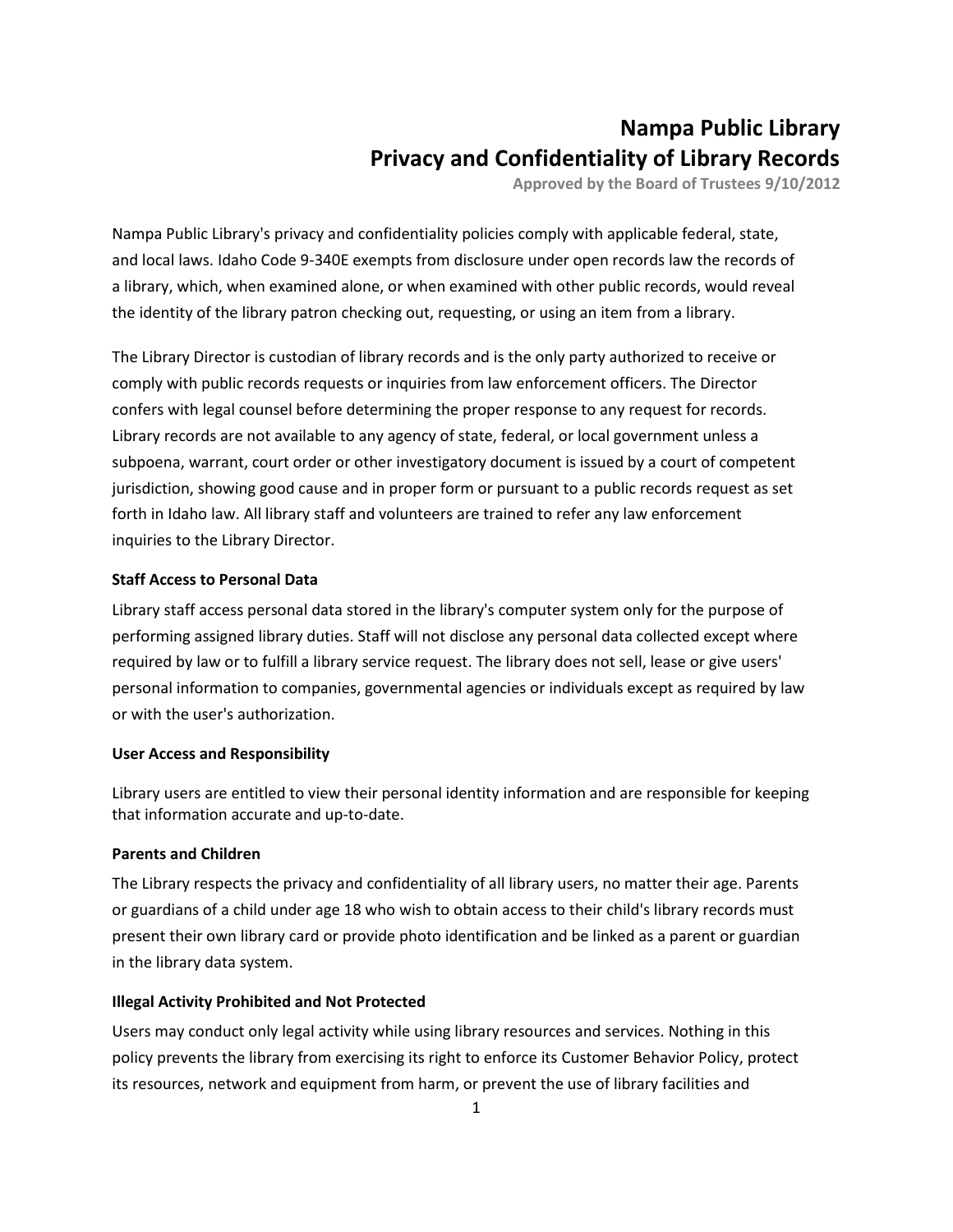# Nampa Public Library
# Privacy and Confidentiality of Library Records

**Approved by the Board of Trustees 9/10/2012**

Nampa Public Library's privacy and confidentiality policies comply with applicable federal, state, and local laws. Idaho Code 9-340E exempts from disclosure under open records law the records of a library, which, when examined alone, or when examined with other public records, would reveal the identity of the library patron checking out, requesting, or using an item from a library.

The Library Director is custodian of library records and is the only party authorized to receive or comply with public records requests or inquiries from law enforcement officers. The Director confers with legal counsel before determining the proper response to any request for records. Library records are not available to any agency of state, federal, or local government unless a subpoena, warrant, court order or other investigatory document is issued by a court of competent jurisdiction, showing good cause and in proper form or pursuant to a public records request as set forth in Idaho law. All library staff and volunteers are trained to refer any law enforcement inquiries to the Library Director.

**Staff Access to Personal Data**

Library staff access personal data stored in the library's computer system only for the purpose of performing assigned library duties. Staff will not disclose any personal data collected except where required by law or to fulfill a library service request. The library does not sell, lease or give users' personal information to companies, governmental agencies or individuals except as required by law or with the user's authorization.

**User Access and Responsibility**

Library users are entitled to view their personal identity information and are responsible for keeping that information accurate and up-to-date.

**Parents and Children**

The Library respects the privacy and confidentiality of all library users, no matter their age. Parents or guardians of a child under age 18 who wish to obtain access to their child's library records must present their own library card or provide photo identification and be linked as a parent or guardian in the library data system.

**Illegal Activity Prohibited and Not Protected**

Users may conduct only legal activity while using library resources and services. Nothing in this policy prevents the library from exercising its right to enforce its Customer Behavior Policy, protect its resources, network and equipment from harm, or prevent the use of library facilities and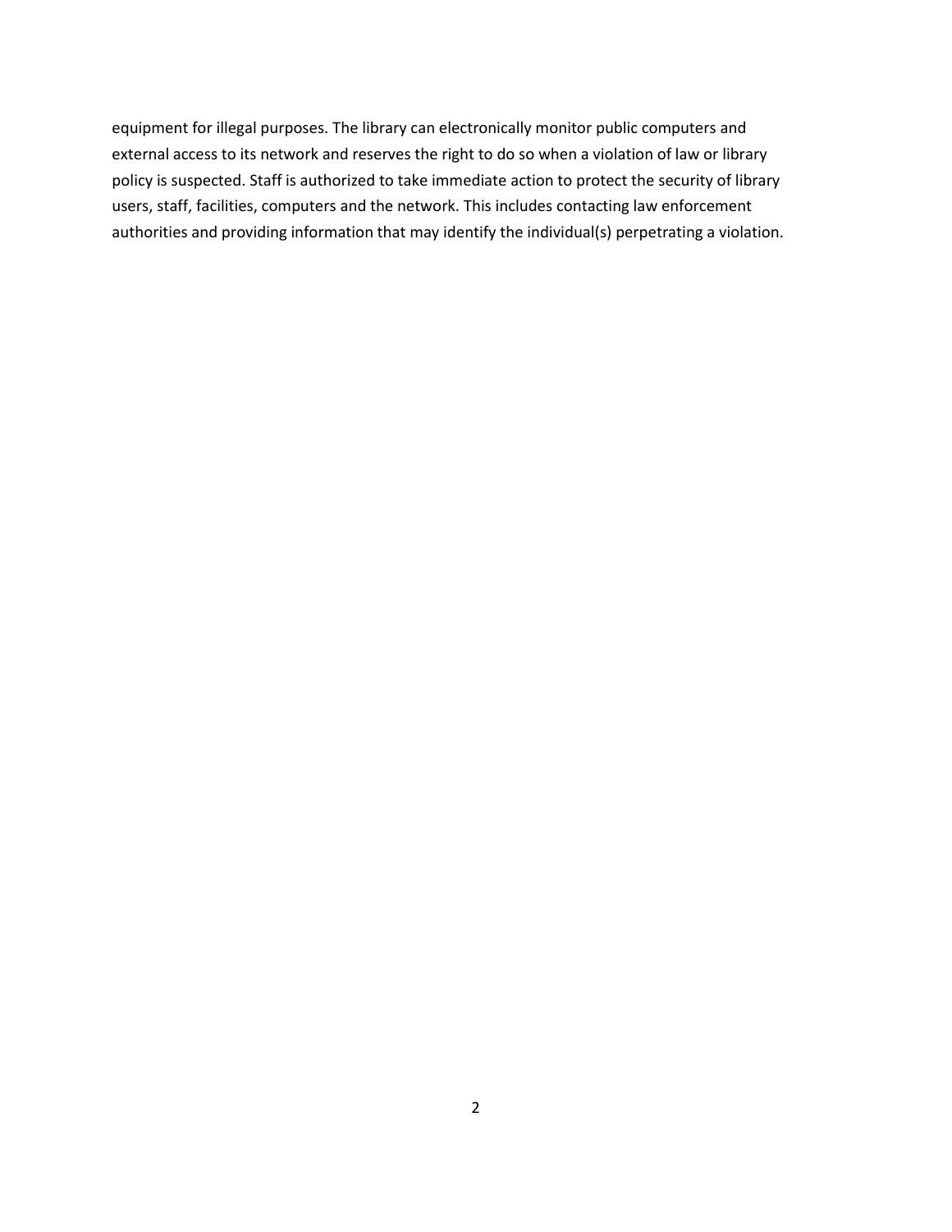equipment for illegal purposes. The library can electronically monitor public computers and external access to its network and reserves the right to do so when a violation of law or library policy is suspected. Staff is authorized to take immediate action to protect the security of library users, staff, facilities, computers and the network. This includes contacting law enforcement authorities and providing information that may identify the individual(s) perpetrating a violation.